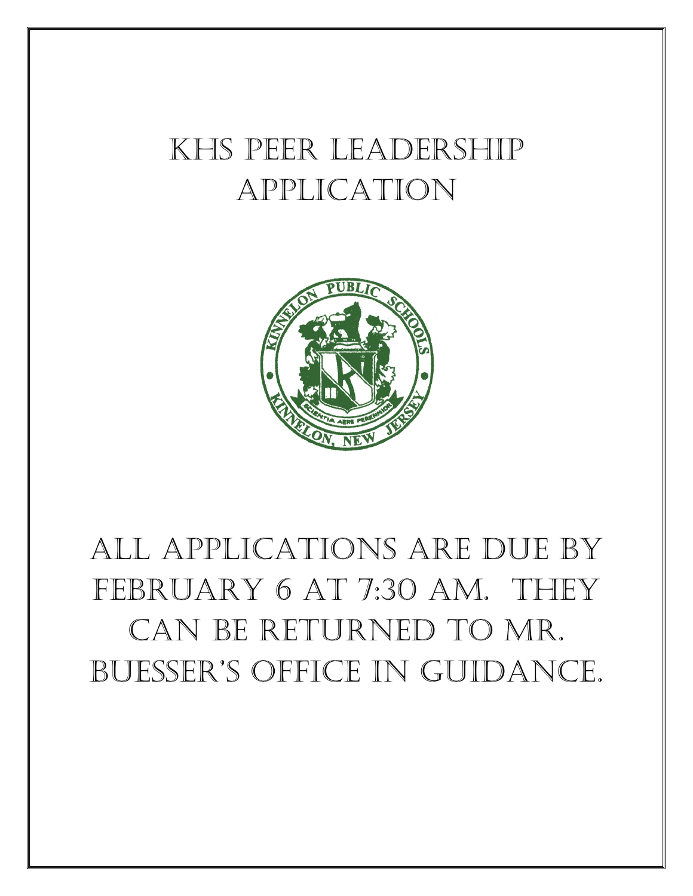# KHS Peer Leadership Application

All applications are due by February 6 at 7:30 AM. They can be returned to Mr. Buesser's office in Guidance.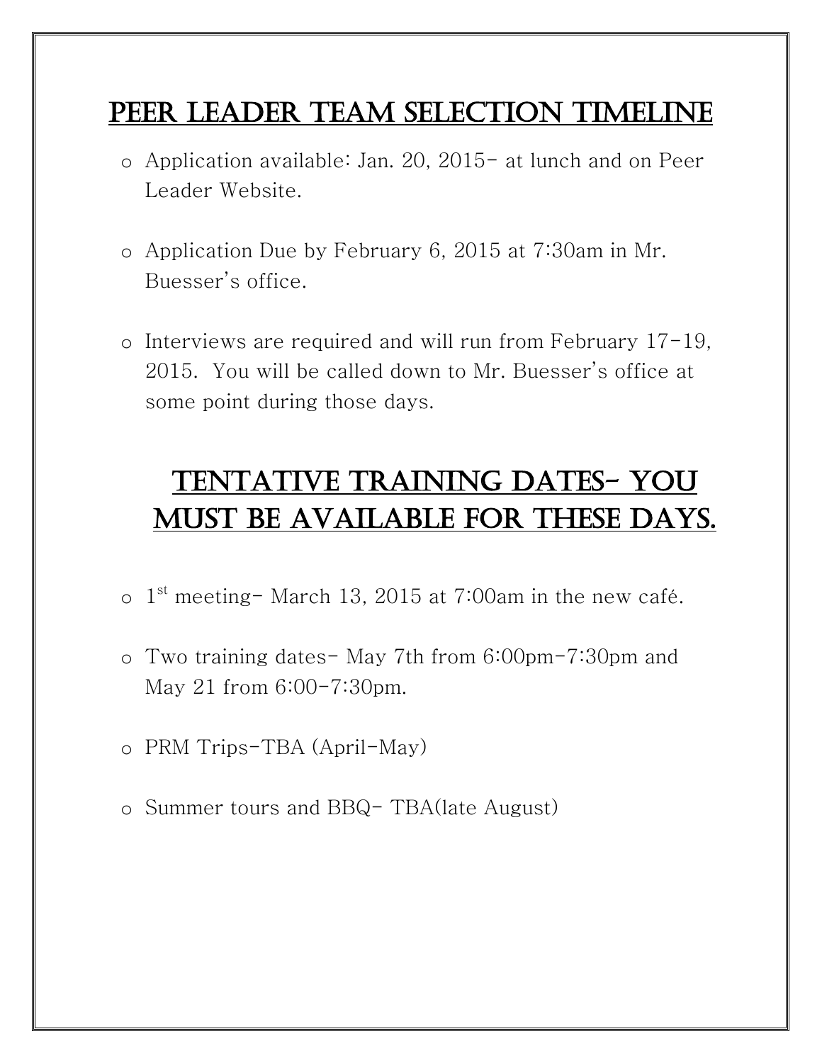# Peer Leader Team Selection Timeline

- Application available: Jan. 20, 2015- at lunch and on Peer Leader Website.
- Application Due by February 6, 2015 at 7:30am in Mr. Buesser's office.
- Interviews are required and will run from February 17-19, 2015. You will be called down to Mr. Buesser's office at some point during those days.

# Tentative Training Dates- You Must Be Available for These Days.

- 1st meeting- March 13, 2015 at 7:00am in the new café.
- Two training dates- May 7th from 6:00pm-7:30pm and May 21 from 6:00-7:30pm.
- PRM Trips-TBA (April-May)
- Summer tours and BBQ- TBA(late August)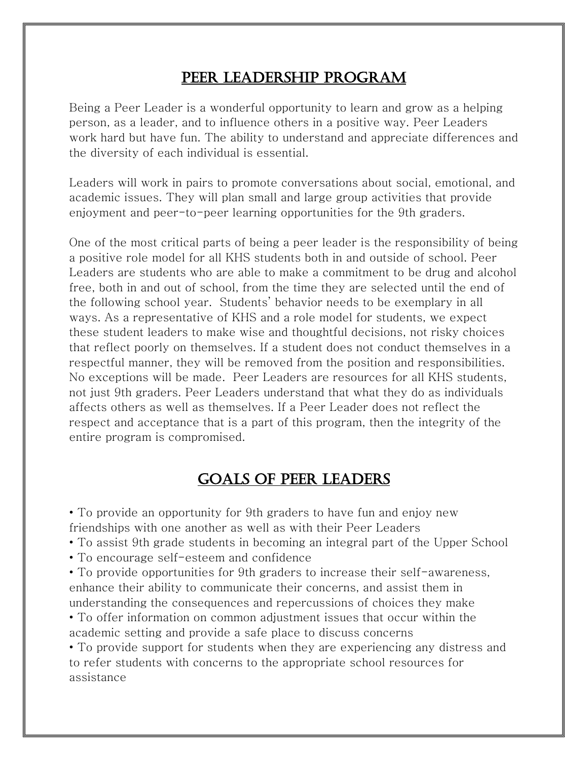## Peer Leadership Program

Being a Peer Leader is a wonderful opportunity to learn and grow as a helping person, as a leader, and to influence others in a positive way. Peer Leaders work hard but have fun. The ability to understand and appreciate differences and the diversity of each individual is essential.

Leaders will work in pairs to promote conversations about social, emotional, and academic issues. They will plan small and large group activities that provide enjoyment and peer-to-peer learning opportunities for the 9th graders.

One of the most critical parts of being a peer leader is the responsibility of being a positive role model for all KHS students both in and outside of school. Peer Leaders are students who are able to make a commitment to be drug and alcohol free, both in and out of school, from the time they are selected until the end of the following school year. Students' behavior needs to be exemplary in all ways. As a representative of KHS and a role model for students, we expect these student leaders to make wise and thoughtful decisions, not risky choices that reflect poorly on themselves. If a student does not conduct themselves in a respectful manner, they will be removed from the position and responsibilities. No exceptions will be made. Peer Leaders are resources for all KHS students, not just 9th graders. Peer Leaders understand that what they do as individuals affects others as well as themselves. If a Peer Leader does not reflect the respect and acceptance that is a part of this program, then the integrity of the entire program is compromised.

## Goals of Peer Leaders

- To provide an opportunity for 9th graders to have fun and enjoy new friendships with one another as well as with their Peer Leaders
- To assist 9th grade students in becoming an integral part of the Upper School
- To encourage self-esteem and confidence
- To provide opportunities for 9th graders to increase their self-awareness, enhance their ability to communicate their concerns, and assist them in understanding the consequences and repercussions of choices they make
- To offer information on common adjustment issues that occur within the academic setting and provide a safe place to discuss concerns
- To provide support for students when they are experiencing any distress and to refer students with concerns to the appropriate school resources for assistance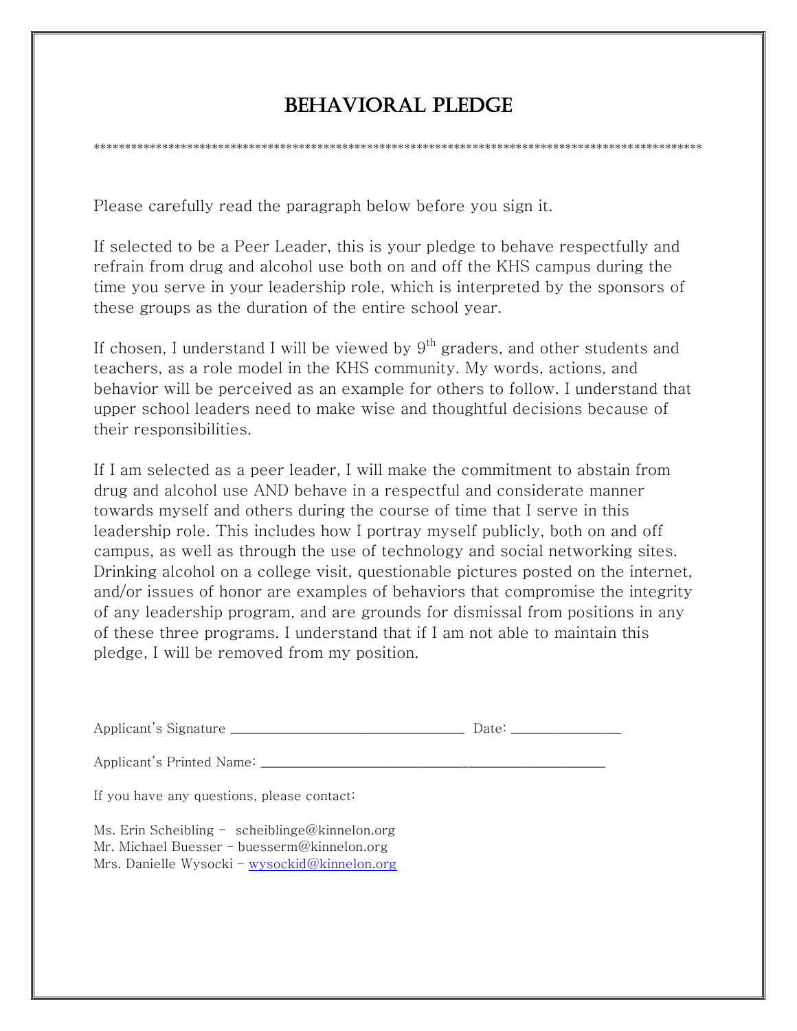# BEHAVIORAL PLEDGE

**************************************************************************************************

Please carefully read the paragraph below before you sign it.

If selected to be a Peer Leader, this is your pledge to behave respectfully and refrain from drug and alcohol use both on and off the KHS campus during the time you serve in your leadership role, which is interpreted by the sponsors of these groups as the duration of the entire school year.

If chosen, I understand I will be viewed by 9th graders, and other students and teachers, as a role model in the KHS community. My words, actions, and behavior will be perceived as an example for others to follow. I understand that upper school leaders need to make wise and thoughtful decisions because of their responsibilities.

If I am selected as a peer leader, I will make the commitment to abstain from drug and alcohol use AND behave in a respectful and considerate manner towards myself and others during the course of time that I serve in this leadership role. This includes how I portray myself publicly, both on and off campus, as well as through the use of technology and social networking sites. Drinking alcohol on a college visit, questionable pictures posted on the internet, and/or issues of honor are examples of behaviors that compromise the integrity of any leadership program, and are grounds for dismissal from positions in any of these three programs. I understand that if I am not able to maintain this pledge, I will be removed from my position.

Applicant's Signature ________________________________ Date: _______________

Applicant's Printed Name: ______________________________________________

If you have any questions, please contact:

Ms. Erin Scheibling – scheiblinge@kinnelon.org
Mr. Michael Buesser – buesserm@kinnelon.org
Mrs. Danielle Wysocki – wysockid@kinnelon.org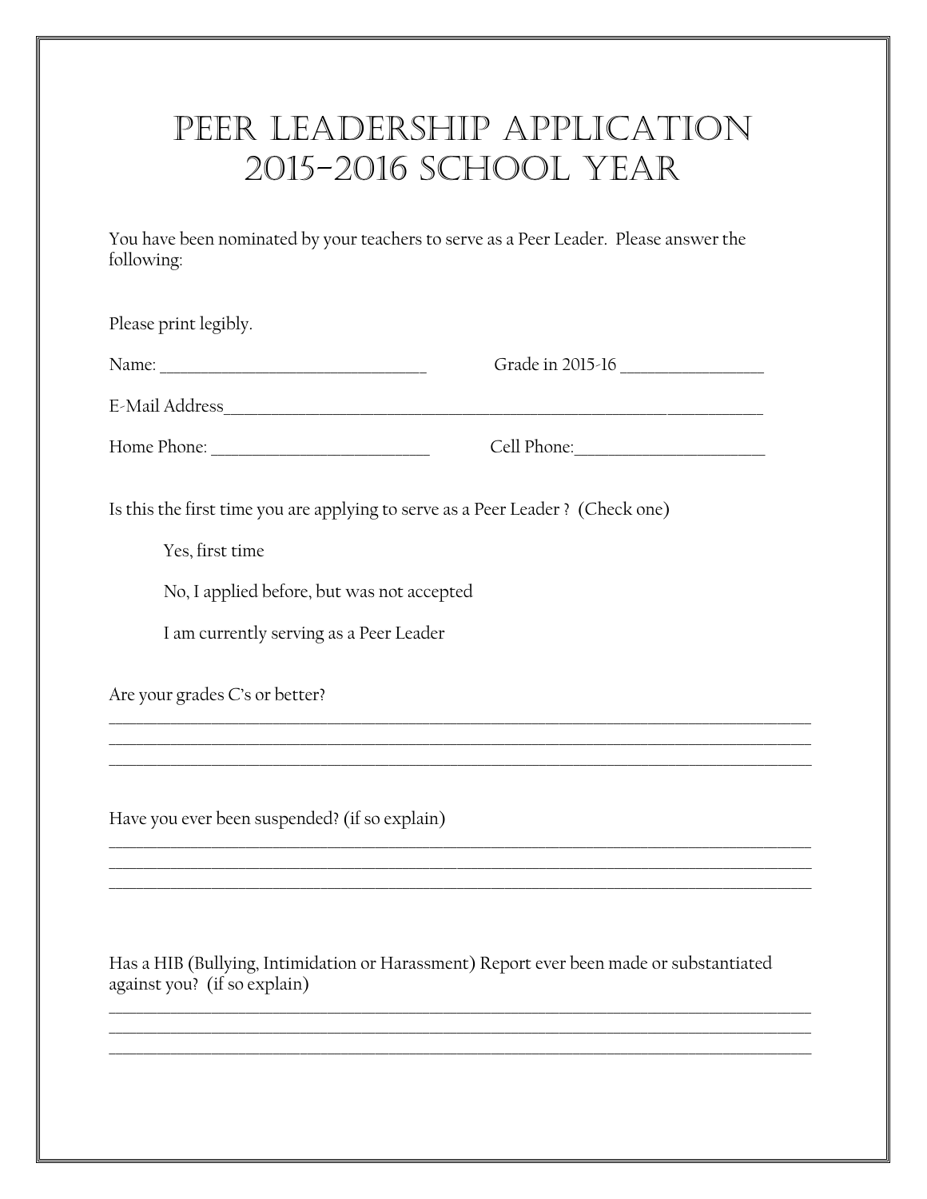# PEER LEADERSHIP APPLICATION 2015-2016 SCHOOL YEAR

You have been nominated by your teachers to serve as a Peer Leader. Please answer the following:

Please print legibly.

Name: _______________________________ Grade in 2015-16 ________________

E-Mail Address_______________________________________________________________

Home Phone: _________________________ Cell Phone:_____________________

Is this the first time you are applying to serve as a Peer Leader ? (Check one)

Yes, first time

No, I applied before, but was not accepted

I am currently serving as a Peer Leader

Are your grades C's or better?

_______________________________________________________________________________
_______________________________________________________________________________
_______________________________________________________________________________

Have you ever been suspended? (if so explain)

_______________________________________________________________________________
_______________________________________________________________________________
_______________________________________________________________________________

Has a HIB (Bullying, Intimidation or Harassment) Report ever been made or substantiated against you? (if so explain)

_______________________________________________________________________________
_______________________________________________________________________________
_______________________________________________________________________________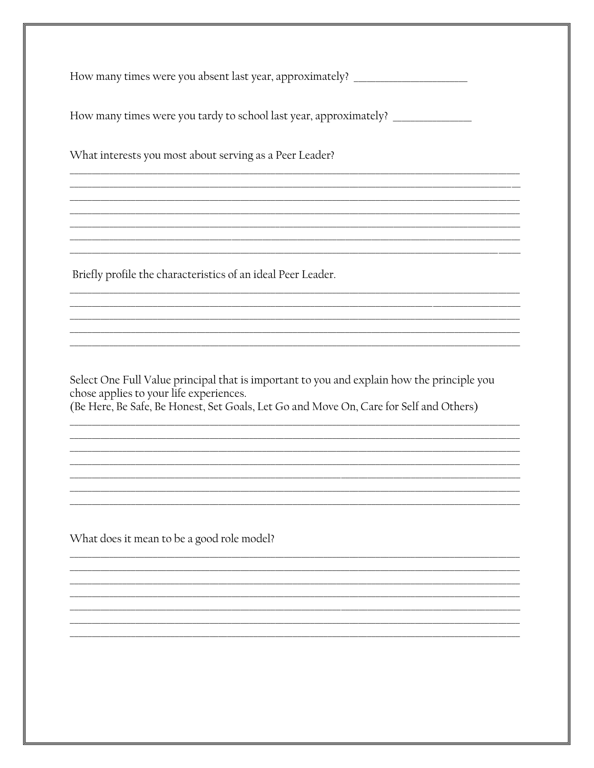How many times were you absent last year, approximately? ____________________

How many times were you tardy to school last year, approximately? ______________

What interests you most about serving as a Peer Leader?

_______________________________________________________________________________
_______________________________________________________________________________
_______________________________________________________________________________
_______________________________________________________________________________
_______________________________________________________________________________
_______________________________________________________________________________
_______________________________________________________________________________

Briefly profile the characteristics of an ideal Peer Leader.

_______________________________________________________________________________
_______________________________________________________________________________
_______________________________________________________________________________
_______________________________________________________________________________
_______________________________________________________________________________

Select One Full Value principal that is important to you and explain how the principle you chose applies to your life experiences.
(Be Here, Be Safe, Be Honest, Set Goals, Let Go and Move On, Care for Self and Others)

_______________________________________________________________________________
_______________________________________________________________________________
_______________________________________________________________________________
_______________________________________________________________________________
_______________________________________________________________________________
_______________________________________________________________________________
_______________________________________________________________________________

What does it mean to be a good role model?

_______________________________________________________________________________
_______________________________________________________________________________
_______________________________________________________________________________
_______________________________________________________________________________
_______________________________________________________________________________
_______________________________________________________________________________
_______________________________________________________________________________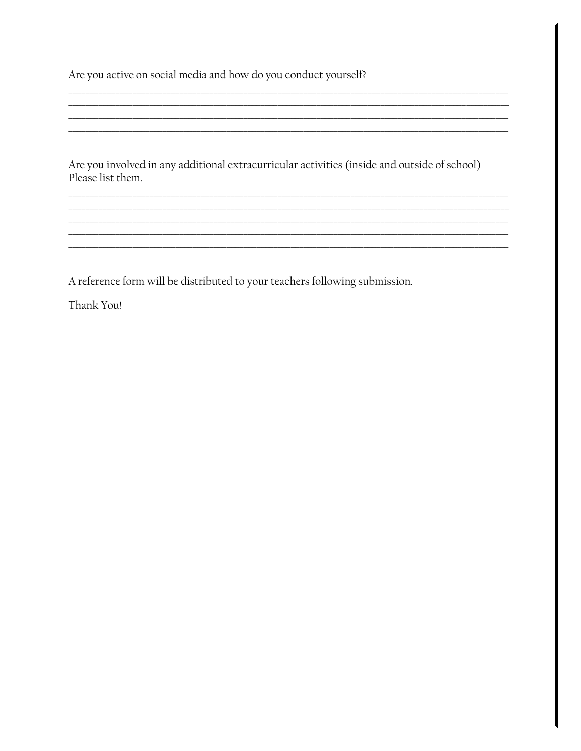Are you active on social media and how do you conduct yourself?

\_\_\_\_\_\_\_\_\_\_\_\_\_\_\_\_\_\_\_\_\_\_\_\_\_\_\_\_\_\_\_\_\_\_\_\_\_\_\_\_\_\_\_\_\_\_\_\_\_\_\_\_\_\_\_\_\_\_\_\_\_\_\_\_\_\_\_\_\_\_\_\_\_\_\_\_\_\_
\_\_\_\_\_\_\_\_\_\_\_\_\_\_\_\_\_\_\_\_\_\_\_\_\_\_\_\_\_\_\_\_\_\_\_\_\_\_\_\_\_\_\_\_\_\_\_\_\_\_\_\_\_\_\_\_\_\_\_\_\_\_\_\_\_\_\_\_\_\_\_\_\_\_\_\_\_\_
\_\_\_\_\_\_\_\_\_\_\_\_\_\_\_\_\_\_\_\_\_\_\_\_\_\_\_\_\_\_\_\_\_\_\_\_\_\_\_\_\_\_\_\_\_\_\_\_\_\_\_\_\_\_\_\_\_\_\_\_\_\_\_\_\_\_\_\_\_\_\_\_\_\_\_\_\_\_
\_\_\_\_\_\_\_\_\_\_\_\_\_\_\_\_\_\_\_\_\_\_\_\_\_\_\_\_\_\_\_\_\_\_\_\_\_\_\_\_\_\_\_\_\_\_\_\_\_\_\_\_\_\_\_\_\_\_\_\_\_\_\_\_\_\_\_\_\_\_\_\_\_\_\_\_\_\_

Are you involved in any additional extracurricular activities (inside and outside of school) Please list them.

\_\_\_\_\_\_\_\_\_\_\_\_\_\_\_\_\_\_\_\_\_\_\_\_\_\_\_\_\_\_\_\_\_\_\_\_\_\_\_\_\_\_\_\_\_\_\_\_\_\_\_\_\_\_\_\_\_\_\_\_\_\_\_\_\_\_\_\_\_\_\_\_\_\_\_\_\_\_
\_\_\_\_\_\_\_\_\_\_\_\_\_\_\_\_\_\_\_\_\_\_\_\_\_\_\_\_\_\_\_\_\_\_\_\_\_\_\_\_\_\_\_\_\_\_\_\_\_\_\_\_\_\_\_\_\_\_\_\_\_\_\_\_\_\_\_\_\_\_\_\_\_\_\_\_\_\_
\_\_\_\_\_\_\_\_\_\_\_\_\_\_\_\_\_\_\_\_\_\_\_\_\_\_\_\_\_\_\_\_\_\_\_\_\_\_\_\_\_\_\_\_\_\_\_\_\_\_\_\_\_\_\_\_\_\_\_\_\_\_\_\_\_\_\_\_\_\_\_\_\_\_\_\_\_\_
\_\_\_\_\_\_\_\_\_\_\_\_\_\_\_\_\_\_\_\_\_\_\_\_\_\_\_\_\_\_\_\_\_\_\_\_\_\_\_\_\_\_\_\_\_\_\_\_\_\_\_\_\_\_\_\_\_\_\_\_\_\_\_\_\_\_\_\_\_\_\_\_\_\_\_\_\_\_
\_\_\_\_\_\_\_\_\_\_\_\_\_\_\_\_\_\_\_\_\_\_\_\_\_\_\_\_\_\_\_\_\_\_\_\_\_\_\_\_\_\_\_\_\_\_\_\_\_\_\_\_\_\_\_\_\_\_\_\_\_\_\_\_\_\_\_\_\_\_\_\_\_\_\_\_\_\_

A reference form will be distributed to your teachers following submission.

Thank You!